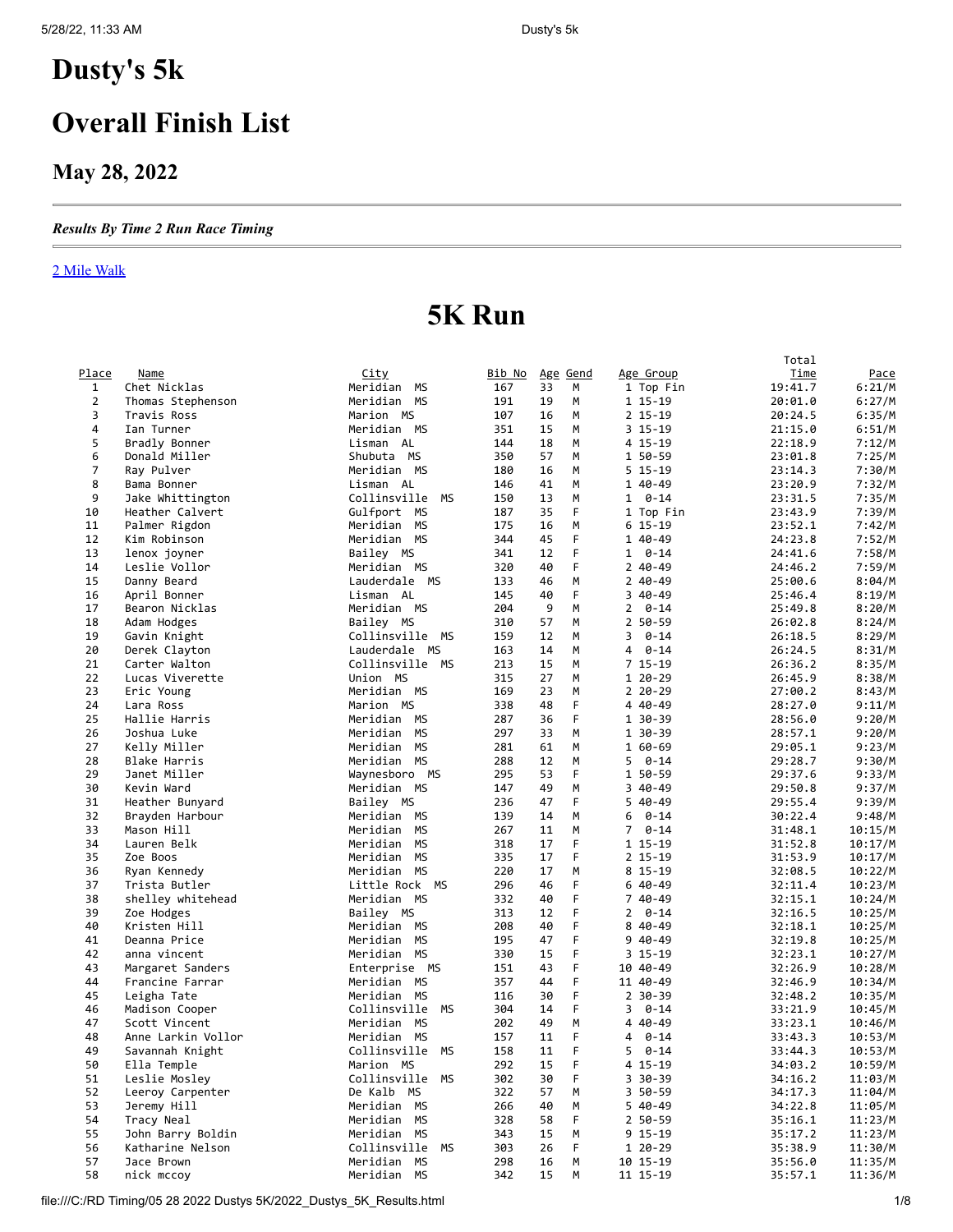# Dusty's 5k

# Overall Finish List

## May 28, 2022

---

*Results By Time 2 Run Race Timing*

---

[2 Mile Walk]

# 5K Run

| Place | Name | City | Bib No | Age | Gend | Age Group | Total Time | Pace |
|---|---|---|---|---|---|---|---|---|
| 1 | Chet Nicklas | Meridian MS | 167 | 33 | M | 1 Top Fin | 19:41.7 | 6:21/M |
| 2 | Thomas Stephenson | Meridian MS | 191 | 19 | M | 1 15-19 | 20:01.0 | 6:27/M |
| 3 | Travis Ross | Marion MS | 107 | 16 | M | 2 15-19 | 20:24.5 | 6:35/M |
| 4 | Ian Turner | Meridian MS | 351 | 15 | M | 3 15-19 | 21:15.0 | 6:51/M |
| 5 | Bradly Bonner | Lisman AL | 144 | 18 | M | 4 15-19 | 22:18.9 | 7:12/M |
| 6 | Donald Miller | Shubuta MS | 350 | 57 | M | 1 50-59 | 23:01.8 | 7:25/M |
| 7 | Ray Pulver | Meridian MS | 180 | 16 | M | 5 15-19 | 23:14.3 | 7:30/M |
| 8 | Bama Bonner | Lisman AL | 146 | 41 | M | 1 40-49 | 23:20.9 | 7:32/M |
| 9 | Jake Whittington | Collinsville MS | 150 | 13 | M | 1 0-14 | 23:31.5 | 7:35/M |
| 10 | Heather Calvert | Gulfport MS | 187 | 35 | F | 1 Top Fin | 23:43.9 | 7:39/M |
| 11 | Palmer Rigdon | Meridian MS | 175 | 16 | M | 6 15-19 | 23:52.1 | 7:42/M |
| 12 | Kim Robinson | Meridian MS | 344 | 45 | F | 1 40-49 | 24:23.8 | 7:52/M |
| 13 | lenox joyner | Bailey MS | 341 | 12 | F | 1 0-14 | 24:41.6 | 7:58/M |
| 14 | Leslie Vollor | Meridian MS | 320 | 40 | F | 2 40-49 | 24:46.2 | 7:59/M |
| 15 | Danny Beard | Lauderdale MS | 133 | 46 | M | 2 40-49 | 25:00.6 | 8:04/M |
| 16 | April Bonner | Lisman AL | 145 | 40 | F | 3 40-49 | 25:46.4 | 8:19/M |
| 17 | Bearon Nicklas | Meridian MS | 204 | 9 | M | 2 0-14 | 25:49.8 | 8:20/M |
| 18 | Adam Hodges | Bailey MS | 310 | 57 | M | 2 50-59 | 26:02.8 | 8:24/M |
| 19 | Gavin Knight | Collinsville MS | 159 | 12 | M | 3 0-14 | 26:18.5 | 8:29/M |
| 20 | Derek Clayton | Lauderdale MS | 163 | 14 | M | 4 0-14 | 26:24.5 | 8:31/M |
| 21 | Carter Walton | Collinsville MS | 213 | 15 | M | 7 15-19 | 26:36.2 | 8:35/M |
| 22 | Lucas Viverette | Union MS | 315 | 27 | M | 1 20-29 | 26:45.9 | 8:38/M |
| 23 | Eric Young | Meridian MS | 169 | 23 | M | 2 20-29 | 27:00.2 | 8:43/M |
| 24 | Lara Ross | Marion MS | 338 | 48 | F | 4 40-49 | 28:27.0 | 9:11/M |
| 25 | Hallie Harris | Meridian MS | 287 | 36 | F | 1 30-39 | 28:56.0 | 9:20/M |
| 26 | Joshua Luke | Meridian MS | 297 | 33 | M | 1 30-39 | 28:57.1 | 9:20/M |
| 27 | Kelly Miller | Meridian MS | 281 | 61 | M | 1 60-69 | 29:05.1 | 9:23/M |
| 28 | Blake Harris | Meridian MS | 288 | 12 | M | 5 0-14 | 29:28.7 | 9:30/M |
| 29 | Janet Miller | Waynesboro MS | 295 | 53 | F | 1 50-59 | 29:37.6 | 9:33/M |
| 30 | Kevin Ward | Meridian MS | 147 | 49 | M | 3 40-49 | 29:50.8 | 9:37/M |
| 31 | Heather Bunyard | Bailey MS | 236 | 47 | F | 5 40-49 | 29:55.4 | 9:39/M |
| 32 | Brayden Harbour | Meridian MS | 139 | 14 | M | 6 0-14 | 30:22.4 | 9:48/M |
| 33 | Mason Hill | Meridian MS | 267 | 11 | M | 7 0-14 | 31:48.1 | 10:15/M |
| 34 | Lauren Belk | Meridian MS | 318 | 17 | F | 1 15-19 | 31:52.8 | 10:17/M |
| 35 | Zoe Boos | Meridian MS | 335 | 17 | F | 2 15-19 | 31:53.9 | 10:17/M |
| 36 | Ryan Kennedy | Meridian MS | 220 | 17 | M | 8 15-19 | 32:08.5 | 10:22/M |
| 37 | Trista Butler | Little Rock MS | 296 | 46 | F | 6 40-49 | 32:11.4 | 10:23/M |
| 38 | shelley whitehead | Meridian MS | 332 | 40 | F | 7 40-49 | 32:15.1 | 10:24/M |
| 39 | Zoe Hodges | Bailey MS | 313 | 12 | F | 2 0-14 | 32:16.5 | 10:25/M |
| 40 | Kristen Hill | Meridian MS | 208 | 40 | F | 8 40-49 | 32:18.1 | 10:25/M |
| 41 | Deanna Price | Meridian MS | 195 | 47 | F | 9 40-49 | 32:19.8 | 10:25/M |
| 42 | anna vincent | Meridian MS | 330 | 15 | F | 3 15-19 | 32:23.1 | 10:27/M |
| 43 | Margaret Sanders | Enterprise MS | 151 | 43 | F | 10 40-49 | 32:26.9 | 10:28/M |
| 44 | Francine Farrar | Meridian MS | 357 | 44 | F | 11 40-49 | 32:46.9 | 10:34/M |
| 45 | Leigha Tate | Meridian MS | 116 | 30 | F | 2 30-39 | 32:48.2 | 10:35/M |
| 46 | Madison Cooper | Collinsville MS | 304 | 14 | F | 3 0-14 | 33:21.9 | 10:45/M |
| 47 | Scott Vincent | Meridian MS | 202 | 49 | M | 4 40-49 | 33:23.1 | 10:46/M |
| 48 | Anne Larkin Vollor | Meridian MS | 157 | 11 | F | 4 0-14 | 33:43.3 | 10:53/M |
| 49 | Savannah Knight | Collinsville MS | 158 | 11 | F | 5 0-14 | 33:44.3 | 10:53/M |
| 50 | Ella Temple | Marion MS | 292 | 15 | F | 4 15-19 | 34:03.2 | 10:59/M |
| 51 | Leslie Mosley | Collinsville MS | 302 | 30 | F | 3 30-39 | 34:16.2 | 11:03/M |
| 52 | Leeroy Carpenter | De Kalb MS | 322 | 57 | M | 3 50-59 | 34:17.3 | 11:04/M |
| 53 | Jeremy Hill | Meridian MS | 266 | 40 | M | 5 40-49 | 34:22.8 | 11:05/M |
| 54 | Tracy Neal | Meridian MS | 328 | 58 | F | 2 50-59 | 35:16.1 | 11:23/M |
| 55 | John Barry Boldin | Meridian MS | 343 | 15 | M | 9 15-19 | 35:17.2 | 11:23/M |
| 56 | Katharine Nelson | Collinsville MS | 303 | 26 | F | 1 20-29 | 35:38.9 | 11:30/M |
| 57 | Jace Brown | Meridian MS | 298 | 16 | M | 10 15-19 | 35:56.0 | 11:35/M |
| 58 | nick mccoy | Meridian MS | 342 | 15 | M | 11 15-19 | 35:57.1 | 11:36/M |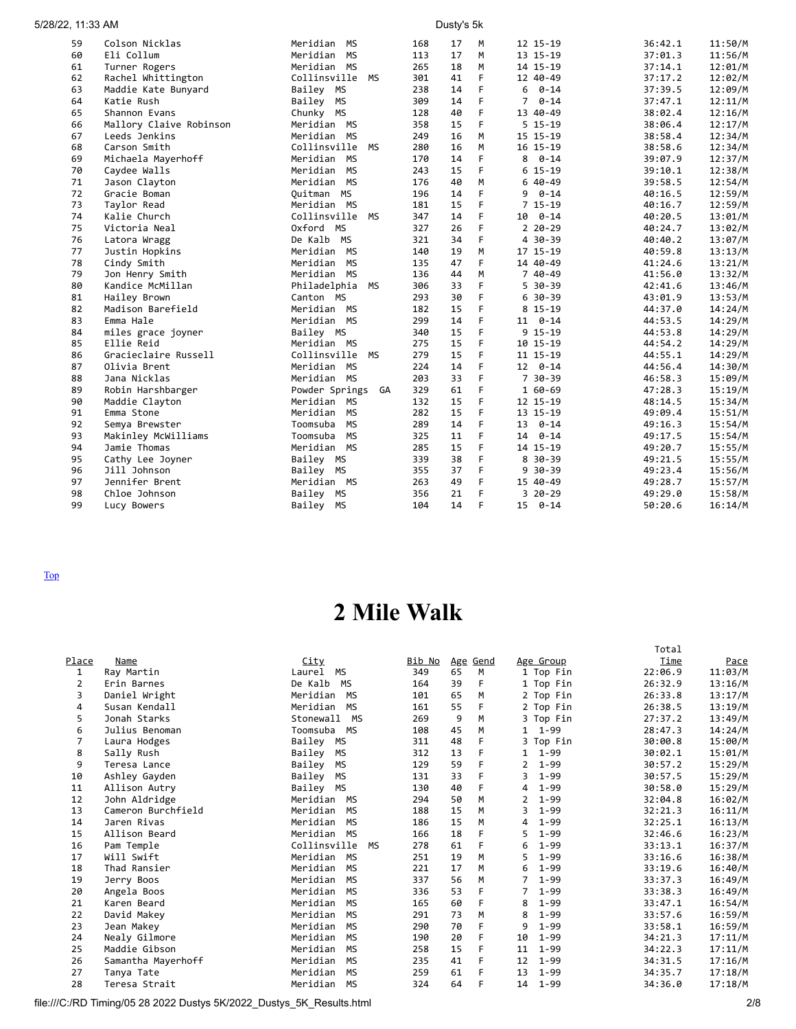| | | | | | | | | |
|---|---|---|---|---|---|---|---|---|
| 59 | Colson Nicklas | Meridian MS | 168 | 17 | M | 12 15-19 | 36:42.1 | 11:50/M |
| 60 | Eli Collum | Meridian MS | 113 | 17 | M | 13 15-19 | 37:01.3 | 11:56/M |
| 61 | Turner Rogers | Meridian MS | 265 | 18 | M | 14 15-19 | 37:14.1 | 12:01/M |
| 62 | Rachel Whittington | Collinsville MS | 301 | 41 | F | 12 40-49 | 37:17.2 | 12:02/M |
| 63 | Maddie Kate Bunyard | Bailey MS | 238 | 14 | F | 6 0-14 | 37:39.5 | 12:09/M |
| 64 | Katie Rush | Bailey MS | 309 | 14 | F | 7 0-14 | 37:47.1 | 12:11/M |
| 65 | Shannon Evans | Chunky MS | 128 | 40 | F | 13 40-49 | 38:02.4 | 12:16/M |
| 66 | Mallory Claive Robinson | Meridian MS | 358 | 15 | F | 5 15-19 | 38:06.4 | 12:17/M |
| 67 | Leeds Jenkins | Meridian MS | 249 | 16 | M | 15 15-19 | 38:58.4 | 12:34/M |
| 68 | Carson Smith | Collinsville MS | 280 | 16 | M | 16 15-19 | 38:58.6 | 12:34/M |
| 69 | Michaela Mayerhoff | Meridian MS | 170 | 14 | F | 8 0-14 | 39:07.9 | 12:37/M |
| 70 | Caydee Walls | Meridian MS | 243 | 15 | F | 6 15-19 | 39:10.1 | 12:38/M |
| 71 | Jason Clayton | Meridian MS | 176 | 40 | M | 6 40-49 | 39:58.5 | 12:54/M |
| 72 | Gracie Boman | Quitman MS | 196 | 14 | F | 9 0-14 | 40:16.5 | 12:59/M |
| 73 | Taylor Read | Meridian MS | 181 | 15 | F | 7 15-19 | 40:16.7 | 12:59/M |
| 74 | Kalie Church | Collinsville MS | 347 | 14 | F | 10 0-14 | 40:20.5 | 13:01/M |
| 75 | Victoria Neal | Oxford MS | 327 | 26 | F | 2 20-29 | 40:24.7 | 13:02/M |
| 76 | Latora Wragg | De Kalb MS | 321 | 34 | F | 4 30-39 | 40:40.2 | 13:07/M |
| 77 | Justin Hopkins | Meridian MS | 140 | 19 | M | 17 15-19 | 40:59.8 | 13:13/M |
| 78 | Cindy Smith | Meridian MS | 135 | 47 | F | 14 40-49 | 41:24.6 | 13:21/M |
| 79 | Jon Henry Smith | Meridian MS | 136 | 44 | M | 7 40-49 | 41:56.0 | 13:32/M |
| 80 | Kandice McMillan | Philadelphia MS | 306 | 33 | F | 5 30-39 | 42:41.6 | 13:46/M |
| 81 | Hailey Brown | Canton MS | 293 | 30 | F | 6 30-39 | 43:01.9 | 13:53/M |
| 82 | Madison Barefield | Meridian MS | 182 | 15 | F | 8 15-19 | 44:37.0 | 14:24/M |
| 83 | Emma Hale | Meridian MS | 299 | 14 | F | 11 0-14 | 44:53.5 | 14:29/M |
| 84 | miles grace joyner | Bailey MS | 340 | 15 | F | 9 15-19 | 44:53.8 | 14:29/M |
| 85 | Ellie Reid | Meridian MS | 275 | 15 | F | 10 15-19 | 44:54.2 | 14:29/M |
| 86 | Gracieclaire Russell | Collinsville MS | 279 | 15 | F | 11 15-19 | 44:55.1 | 14:29/M |
| 87 | Olivia Brent | Meridian MS | 224 | 14 | F | 12 0-14 | 44:56.4 | 14:30/M |
| 88 | Jana Nicklas | Meridian MS | 203 | 33 | F | 7 30-39 | 46:58.3 | 15:09/M |
| 89 | Robin Harshbarger | Powder Springs GA | 329 | 61 | F | 1 60-69 | 47:28.3 | 15:19/M |
| 90 | Maddie Clayton | Meridian MS | 132 | 15 | F | 12 15-19 | 48:14.5 | 15:34/M |
| 91 | Emma Stone | Meridian MS | 282 | 15 | F | 13 15-19 | 49:09.4 | 15:51/M |
| 92 | Semya Brewster | Toomsuba MS | 289 | 14 | F | 13 0-14 | 49:16.3 | 15:54/M |
| 93 | Makinley McWilliams | Toomsuba MS | 325 | 11 | F | 14 0-14 | 49:17.5 | 15:54/M |
| 94 | Jamie Thomas | Meridian MS | 285 | 15 | F | 14 15-19 | 49:20.7 | 15:55/M |
| 95 | Cathy Lee Joyner | Bailey MS | 339 | 38 | F | 8 30-39 | 49:21.5 | 15:55/M |
| 96 | Jill Johnson | Bailey MS | 355 | 37 | F | 9 30-39 | 49:23.4 | 15:56/M |
| 97 | Jennifer Brent | Meridian MS | 263 | 49 | F | 15 40-49 | 49:28.7 | 15:57/M |
| 98 | Chloe Johnson | Bailey MS | 356 | 21 | F | 3 20-29 | 49:29.0 | 15:58/M |
| 99 | Lucy Bowers | Bailey MS | 104 | 14 | F | 15 0-14 | 50:20.6 | 16:14/M |

Top

# 2 Mile Walk

| Place | Name | City | Bib No | Age | Gend | Age Group | Total Time | Pace |
|---|---|---|---|---|---|---|---|---|
| 1 | Ray Martin | Laurel MS | 349 | 65 | M | 1 Top Fin | 22:06.9 | 11:03/M |
| 2 | Erin Barnes | De Kalb MS | 164 | 39 | F | 1 Top Fin | 26:32.9 | 13:16/M |
| 3 | Daniel Wright | Meridian MS | 101 | 65 | M | 2 Top Fin | 26:33.8 | 13:17/M |
| 4 | Susan Kendall | Meridian MS | 161 | 55 | F | 2 Top Fin | 26:38.5 | 13:19/M |
| 5 | Jonah Starks | Stonewall MS | 269 | 9 | M | 3 Top Fin | 27:37.2 | 13:49/M |
| 6 | Julius Benoman | Toomsuba MS | 108 | 45 | M | 1 1-99 | 28:47.3 | 14:24/M |
| 7 | Laura Hodges | Bailey MS | 311 | 48 | F | 3 Top Fin | 30:00.8 | 15:00/M |
| 8 | Sally Rush | Bailey MS | 312 | 13 | F | 1 1-99 | 30:02.1 | 15:01/M |
| 9 | Teresa Lance | Bailey MS | 129 | 59 | F | 2 1-99 | 30:57.2 | 15:29/M |
| 10 | Ashley Gayden | Bailey MS | 131 | 33 | F | 3 1-99 | 30:57.5 | 15:29/M |
| 11 | Allison Autry | Bailey MS | 130 | 40 | F | 4 1-99 | 30:58.0 | 15:29/M |
| 12 | John Aldridge | Meridian MS | 294 | 50 | M | 2 1-99 | 32:04.8 | 16:02/M |
| 13 | Cameron Burchfield | Meridian MS | 188 | 15 | M | 3 1-99 | 32:21.3 | 16:11/M |
| 14 | Jaren Rivas | Meridian MS | 186 | 15 | M | 4 1-99 | 32:25.1 | 16:13/M |
| 15 | Allison Beard | Meridian MS | 166 | 18 | F | 5 1-99 | 32:46.6 | 16:23/M |
| 16 | Pam Temple | Collinsville MS | 278 | 61 | F | 6 1-99 | 33:13.1 | 16:37/M |
| 17 | Will Swift | Meridian MS | 251 | 19 | M | 5 1-99 | 33:16.6 | 16:38/M |
| 18 | Thad Ransier | Meridian MS | 221 | 17 | M | 6 1-99 | 33:19.6 | 16:40/M |
| 19 | Jerry Boos | Meridian MS | 337 | 56 | M | 7 1-99 | 33:37.3 | 16:49/M |
| 20 | Angela Boos | Meridian MS | 336 | 53 | F | 7 1-99 | 33:38.3 | 16:49/M |
| 21 | Karen Beard | Meridian MS | 165 | 60 | F | 8 1-99 | 33:47.1 | 16:54/M |
| 22 | David Makey | Meridian MS | 291 | 73 | M | 8 1-99 | 33:57.6 | 16:59/M |
| 23 | Jean Makey | Meridian MS | 290 | 70 | F | 9 1-99 | 33:58.1 | 16:59/M |
| 24 | Nealy Gilmore | Meridian MS | 190 | 20 | F | 10 1-99 | 34:21.3 | 17:11/M |
| 25 | Maddie Gibson | Meridian MS | 258 | 15 | F | 11 1-99 | 34:22.3 | 17:11/M |
| 26 | Samantha Mayerhoff | Meridian MS | 235 | 41 | F | 12 1-99 | 34:31.5 | 17:16/M |
| 27 | Tanya Tate | Meridian MS | 259 | 61 | F | 13 1-99 | 34:35.7 | 17:18/M |
| 28 | Teresa Strait | Meridian MS | 324 | 64 | F | 14 1-99 | 34:36.0 | 17:18/M |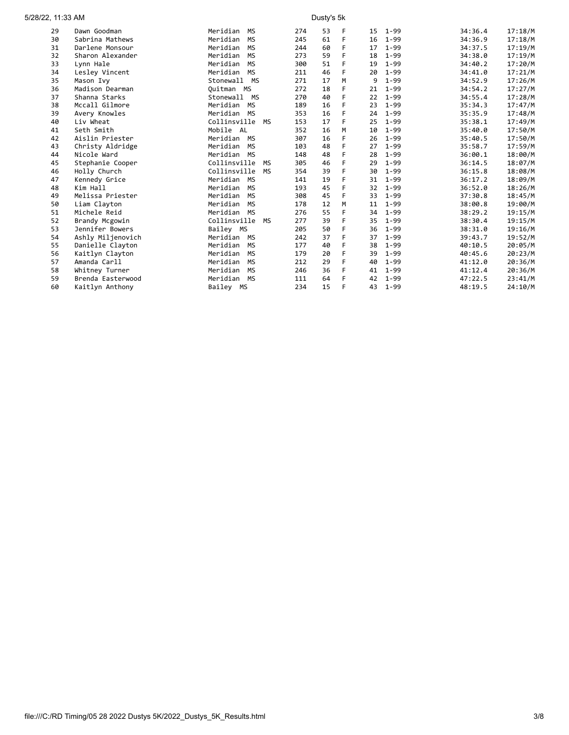| | | | | | | | | | |
|---|---|---|---|---|---|---|---|---|---|
| 29 | Dawn Goodman | Meridian MS | 274 | 53 | F | 15 | 1-99 | 34:36.4 | 17:18/M |
| 30 | Sabrina Mathews | Meridian MS | 245 | 61 | F | 16 | 1-99 | 34:36.9 | 17:18/M |
| 31 | Darlene Monsour | Meridian MS | 244 | 60 | F | 17 | 1-99 | 34:37.5 | 17:19/M |
| 32 | Sharon Alexander | Meridian MS | 273 | 59 | F | 18 | 1-99 | 34:38.0 | 17:19/M |
| 33 | Lynn Hale | Meridian MS | 300 | 51 | F | 19 | 1-99 | 34:40.2 | 17:20/M |
| 34 | Lesley Vincent | Meridian MS | 211 | 46 | F | 20 | 1-99 | 34:41.0 | 17:21/M |
| 35 | Mason Ivy | Stonewall MS | 271 | 17 | M | 9 | 1-99 | 34:52.9 | 17:26/M |
| 36 | Madison Dearman | Quitman MS | 272 | 18 | F | 21 | 1-99 | 34:54.2 | 17:27/M |
| 37 | Shanna Starks | Stonewall MS | 270 | 40 | F | 22 | 1-99 | 34:55.4 | 17:28/M |
| 38 | Mccall Gilmore | Meridian MS | 189 | 16 | F | 23 | 1-99 | 35:34.3 | 17:47/M |
| 39 | Avery Knowles | Meridian MS | 353 | 16 | F | 24 | 1-99 | 35:35.9 | 17:48/M |
| 40 | Liv Wheat | Collinsville MS | 153 | 17 | F | 25 | 1-99 | 35:38.1 | 17:49/M |
| 41 | Seth Smith | Mobile AL | 352 | 16 | M | 10 | 1-99 | 35:40.0 | 17:50/M |
| 42 | Aislin Priester | Meridian MS | 307 | 16 | F | 26 | 1-99 | 35:40.5 | 17:50/M |
| 43 | Christy Aldridge | Meridian MS | 103 | 48 | F | 27 | 1-99 | 35:58.7 | 17:59/M |
| 44 | Nicole Ward | Meridian MS | 148 | 48 | F | 28 | 1-99 | 36:00.1 | 18:00/M |
| 45 | Stephanie Cooper | Collinsville MS | 305 | 46 | F | 29 | 1-99 | 36:14.5 | 18:07/M |
| 46 | Holly Church | Collinsville MS | 354 | 39 | F | 30 | 1-99 | 36:15.8 | 18:08/M |
| 47 | Kennedy Grice | Meridian MS | 141 | 19 | F | 31 | 1-99 | 36:17.2 | 18:09/M |
| 48 | Kim Hall | Meridian MS | 193 | 45 | F | 32 | 1-99 | 36:52.0 | 18:26/M |
| 49 | Melissa Priester | Meridian MS | 308 | 45 | F | 33 | 1-99 | 37:30.8 | 18:45/M |
| 50 | Liam Clayton | Meridian MS | 178 | 12 | M | 11 | 1-99 | 38:00.8 | 19:00/M |
| 51 | Michele Reid | Meridian MS | 276 | 55 | F | 34 | 1-99 | 38:29.2 | 19:15/M |
| 52 | Brandy Mcgowin | Collinsville MS | 277 | 39 | F | 35 | 1-99 | 38:30.4 | 19:15/M |
| 53 | Jennifer Bowers | Bailey MS | 205 | 50 | F | 36 | 1-99 | 38:31.0 | 19:16/M |
| 54 | Ashly Miljenovich | Meridian MS | 242 | 37 | F | 37 | 1-99 | 39:43.7 | 19:52/M |
| 55 | Danielle Clayton | Meridian MS | 177 | 40 | F | 38 | 1-99 | 40:10.5 | 20:05/M |
| 56 | Kaitlyn Clayton | Meridian MS | 179 | 20 | F | 39 | 1-99 | 40:45.6 | 20:23/M |
| 57 | Amanda Carll | Meridian MS | 212 | 29 | F | 40 | 1-99 | 41:12.0 | 20:36/M |
| 58 | Whitney Turner | Meridian MS | 246 | 36 | F | 41 | 1-99 | 41:12.4 | 20:36/M |
| 59 | Brenda Easterwood | Meridian MS | 111 | 64 | F | 42 | 1-99 | 47:22.5 | 23:41/M |
| 60 | Kaitlyn Anthony | Bailey MS | 234 | 15 | F | 43 | 1-99 | 48:19.5 | 24:10/M |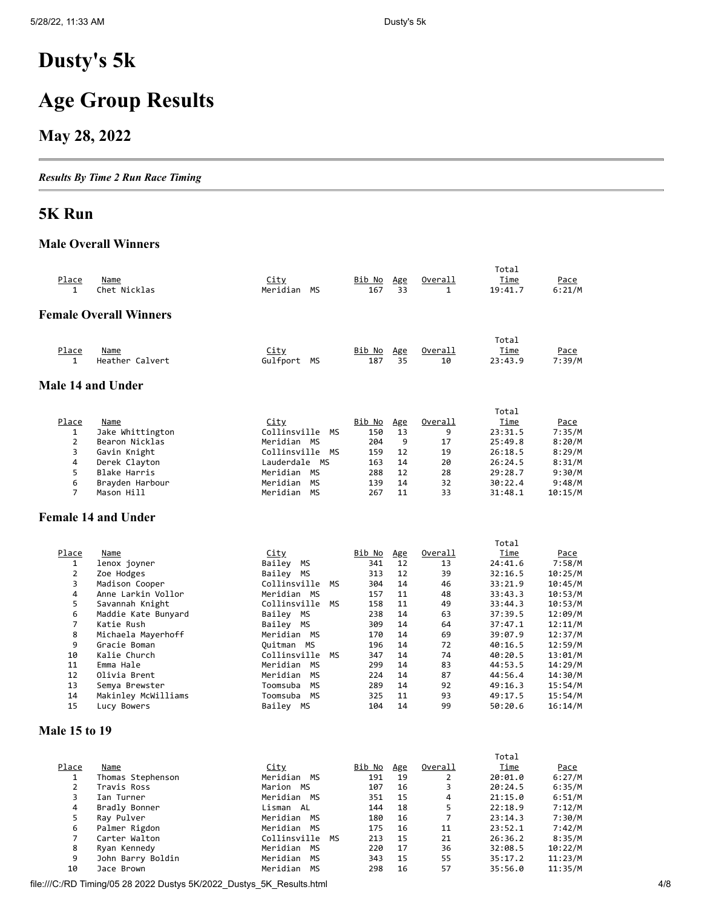# Dusty's 5k

# Age Group Results

## May 28, 2022

***Results By Time 2 Run Race Timing***

## 5K Run

### Male Overall Winners

| Place | Name | City | Bib No | Age | Overall | Total Time | Pace |
|---|---|---|---|---|---|---|---|
| 1 | Chet Nicklas | Meridian MS | 167 | 33 | 1 | 19:41.7 | 6:21/M |

### Female Overall Winners

| Place | Name | City | Bib No | Age | Overall | Total Time | Pace |
|---|---|---|---|---|---|---|---|
| 1 | Heather Calvert | Gulfport MS | 187 | 35 | 10 | 23:43.9 | 7:39/M |

### Male 14 and Under

| Place | Name | City | Bib No | Age | Overall | Total Time | Pace |
|---|---|---|---|---|---|---|---|
| 1 | Jake Whittington | Collinsville MS | 150 | 13 | 9 | 23:31.5 | 7:35/M |
| 2 | Bearon Nicklas | Meridian MS | 204 | 9 | 17 | 25:49.8 | 8:20/M |
| 3 | Gavin Knight | Collinsville MS | 159 | 12 | 19 | 26:18.5 | 8:29/M |
| 4 | Derek Clayton | Lauderdale MS | 163 | 14 | 20 | 26:24.5 | 8:31/M |
| 5 | Blake Harris | Meridian MS | 288 | 12 | 28 | 29:28.7 | 9:30/M |
| 6 | Brayden Harbour | Meridian MS | 139 | 14 | 32 | 30:22.4 | 9:48/M |
| 7 | Mason Hill | Meridian MS | 267 | 11 | 33 | 31:48.1 | 10:15/M |

### Female 14 and Under

| Place | Name | City | Bib No | Age | Overall | Total Time | Pace |
|---|---|---|---|---|---|---|---|
| 1 | lenox joyner | Bailey MS | 341 | 12 | 13 | 24:41.6 | 7:58/M |
| 2 | Zoe Hodges | Bailey MS | 313 | 12 | 39 | 32:16.5 | 10:25/M |
| 3 | Madison Cooper | Collinsville MS | 304 | 14 | 46 | 33:21.9 | 10:45/M |
| 4 | Anne Larkin Vollor | Meridian MS | 157 | 11 | 48 | 33:43.3 | 10:53/M |
| 5 | Savannah Knight | Collinsville MS | 158 | 11 | 49 | 33:44.3 | 10:53/M |
| 6 | Maddie Kate Bunyard | Bailey MS | 238 | 14 | 63 | 37:39.5 | 12:09/M |
| 7 | Katie Rush | Bailey MS | 309 | 14 | 64 | 37:47.1 | 12:11/M |
| 8 | Michaela Mayerhoff | Meridian MS | 170 | 14 | 69 | 39:07.9 | 12:37/M |
| 9 | Gracie Boman | Quitman MS | 196 | 14 | 72 | 40:16.5 | 12:59/M |
| 10 | Kalie Church | Collinsville MS | 347 | 14 | 74 | 40:20.5 | 13:01/M |
| 11 | Emma Hale | Meridian MS | 299 | 14 | 83 | 44:53.5 | 14:29/M |
| 12 | Olivia Brent | Meridian MS | 224 | 14 | 87 | 44:56.4 | 14:30/M |
| 13 | Semya Brewster | Toomsuba MS | 289 | 14 | 92 | 49:16.3 | 15:54/M |
| 14 | Makinley McWilliams | Toomsuba MS | 325 | 11 | 93 | 49:17.5 | 15:54/M |
| 15 | Lucy Bowers | Bailey MS | 104 | 14 | 99 | 50:20.6 | 16:14/M |

### Male 15 to 19

| Place | Name | City | Bib No | Age | Overall | Total Time | Pace |
|---|---|---|---|---|---|---|---|
| 1 | Thomas Stephenson | Meridian MS | 191 | 19 | 2 | 20:01.0 | 6:27/M |
| 2 | Travis Ross | Marion MS | 107 | 16 | 3 | 20:24.5 | 6:35/M |
| 3 | Ian Turner | Meridian MS | 351 | 15 | 4 | 21:15.0 | 6:51/M |
| 4 | Bradly Bonner | Lisman AL | 144 | 18 | 5 | 22:18.9 | 7:12/M |
| 5 | Ray Pulver | Meridian MS | 180 | 16 | 7 | 23:14.3 | 7:30/M |
| 6 | Palmer Rigdon | Meridian MS | 175 | 16 | 11 | 23:52.1 | 7:42/M |
| 7 | Carter Walton | Collinsville MS | 213 | 15 | 21 | 26:36.2 | 8:35/M |
| 8 | Ryan Kennedy | Meridian MS | 220 | 17 | 36 | 32:08.5 | 10:22/M |
| 9 | John Barry Boldin | Meridian MS | 343 | 15 | 55 | 35:17.2 | 11:23/M |
| 10 | Jace Brown | Meridian MS | 298 | 16 | 57 | 35:56.0 | 11:35/M |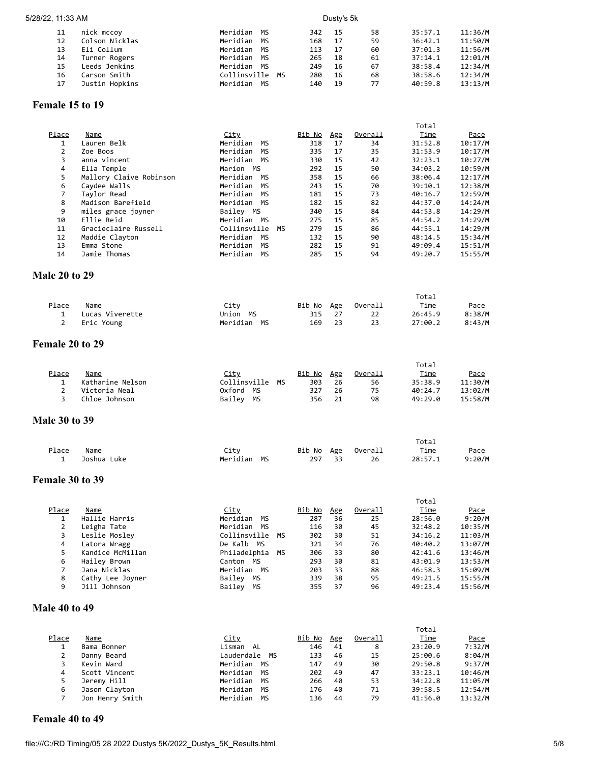| | | | | | | | |
|---|---|---|---|---|---|---|---|
| 11 | nick mccoy | Meridian MS | 342 | 15 | 58 | 35:57.1 | 11:36/M |
| 12 | Colson Nicklas | Meridian MS | 168 | 17 | 59 | 36:42.1 | 11:50/M |
| 13 | Eli Collum | Meridian MS | 113 | 17 | 60 | 37:01.3 | 11:56/M |
| 14 | Turner Rogers | Meridian MS | 265 | 18 | 61 | 37:14.1 | 12:01/M |
| 15 | Leeds Jenkins | Meridian MS | 249 | 16 | 67 | 38:58.4 | 12:34/M |
| 16 | Carson Smith | Collinsville MS | 280 | 16 | 68 | 38:58.6 | 12:34/M |
| 17 | Justin Hopkins | Meridian MS | 140 | 19 | 77 | 40:59.8 | 13:13/M |

## Female 15 to 19

| Place | Name | City | Bib No | Age | Overall | Total Time | Pace |
|---|---|---|---|---|---|---|---|
| 1 | Lauren Belk | Meridian MS | 318 | 17 | 34 | 31:52.8 | 10:17/M |
| 2 | Zoe Boos | Meridian MS | 335 | 17 | 35 | 31:53.9 | 10:17/M |
| 3 | anna vincent | Meridian MS | 330 | 15 | 42 | 32:23.1 | 10:27/M |
| 4 | Ella Temple | Marion MS | 292 | 15 | 50 | 34:03.2 | 10:59/M |
| 5 | Mallory Claive Robinson | Meridian MS | 358 | 15 | 66 | 38:06.4 | 12:17/M |
| 6 | Caydee Walls | Meridian MS | 243 | 15 | 70 | 39:10.1 | 12:38/M |
| 7 | Taylor Read | Meridian MS | 181 | 15 | 73 | 40:16.7 | 12:59/M |
| 8 | Madison Barefield | Meridian MS | 182 | 15 | 82 | 44:37.0 | 14:24/M |
| 9 | miles grace joyner | Bailey MS | 340 | 15 | 84 | 44:53.8 | 14:29/M |
| 10 | Ellie Reid | Meridian MS | 275 | 15 | 85 | 44:54.2 | 14:29/M |
| 11 | Gracieclaire Russell | Collinsville MS | 279 | 15 | 86 | 44:55.1 | 14:29/M |
| 12 | Maddie Clayton | Meridian MS | 132 | 15 | 90 | 48:14.5 | 15:34/M |
| 13 | Emma Stone | Meridian MS | 282 | 15 | 91 | 49:09.4 | 15:51/M |
| 14 | Jamie Thomas | Meridian MS | 285 | 15 | 94 | 49:20.7 | 15:55/M |

## Male 20 to 29

| Place | Name | City | Bib No | Age | Overall | Total Time | Pace |
|---|---|---|---|---|---|---|---|
| 1 | Lucas Viverette | Union MS | 315 | 27 | 22 | 26:45.9 | 8:38/M |
| 2 | Eric Young | Meridian MS | 169 | 23 | 23 | 27:00.2 | 8:43/M |

## Female 20 to 29

| Place | Name | City | Bib No | Age | Overall | Total Time | Pace |
|---|---|---|---|---|---|---|---|
| 1 | Katharine Nelson | Collinsville MS | 303 | 26 | 56 | 35:38.9 | 11:30/M |
| 2 | Victoria Neal | Oxford MS | 327 | 26 | 75 | 40:24.7 | 13:02/M |
| 3 | Chloe Johnson | Bailey MS | 356 | 21 | 98 | 49:29.0 | 15:58/M |

## Male 30 to 39

| Place | Name | City | Bib No | Age | Overall | Total Time | Pace |
|---|---|---|---|---|---|---|---|
| 1 | Joshua Luke | Meridian MS | 297 | 33 | 26 | 28:57.1 | 9:20/M |

## Female 30 to 39

| Place | Name | City | Bib No | Age | Overall | Total Time | Pace |
|---|---|---|---|---|---|---|---|
| 1 | Hallie Harris | Meridian MS | 287 | 36 | 25 | 28:56.0 | 9:20/M |
| 2 | Leigha Tate | Meridian MS | 116 | 30 | 45 | 32:48.2 | 10:35/M |
| 3 | Leslie Mosley | Collinsville MS | 302 | 30 | 51 | 34:16.2 | 11:03/M |
| 4 | Latora Wragg | De Kalb MS | 321 | 34 | 76 | 40:40.2 | 13:07/M |
| 5 | Kandice McMillan | Philadelphia MS | 306 | 33 | 80 | 42:41.6 | 13:46/M |
| 6 | Hailey Brown | Canton MS | 293 | 30 | 81 | 43:01.9 | 13:53/M |
| 7 | Jana Nicklas | Meridian MS | 203 | 33 | 88 | 46:58.3 | 15:09/M |
| 8 | Cathy Lee Joyner | Bailey MS | 339 | 38 | 95 | 49:21.5 | 15:55/M |
| 9 | Jill Johnson | Bailey MS | 355 | 37 | 96 | 49:23.4 | 15:56/M |

## Male 40 to 49

| Place | Name | City | Bib No | Age | Overall | Total Time | Pace |
|---|---|---|---|---|---|---|---|
| 1 | Bama Bonner | Lisman AL | 146 | 41 | 8 | 23:20.9 | 7:32/M |
| 2 | Danny Beard | Lauderdale MS | 133 | 46 | 15 | 25:00.6 | 8:04/M |
| 3 | Kevin Ward | Meridian MS | 147 | 49 | 30 | 29:50.8 | 9:37/M |
| 4 | Scott Vincent | Meridian MS | 202 | 49 | 47 | 33:23.1 | 10:46/M |
| 5 | Jeremy Hill | Meridian MS | 266 | 40 | 53 | 34:22.8 | 11:05/M |
| 6 | Jason Clayton | Meridian MS | 176 | 40 | 71 | 39:58.5 | 12:54/M |
| 7 | Jon Henry Smith | Meridian MS | 136 | 44 | 79 | 41:56.0 | 13:32/M |

## Female 40 to 49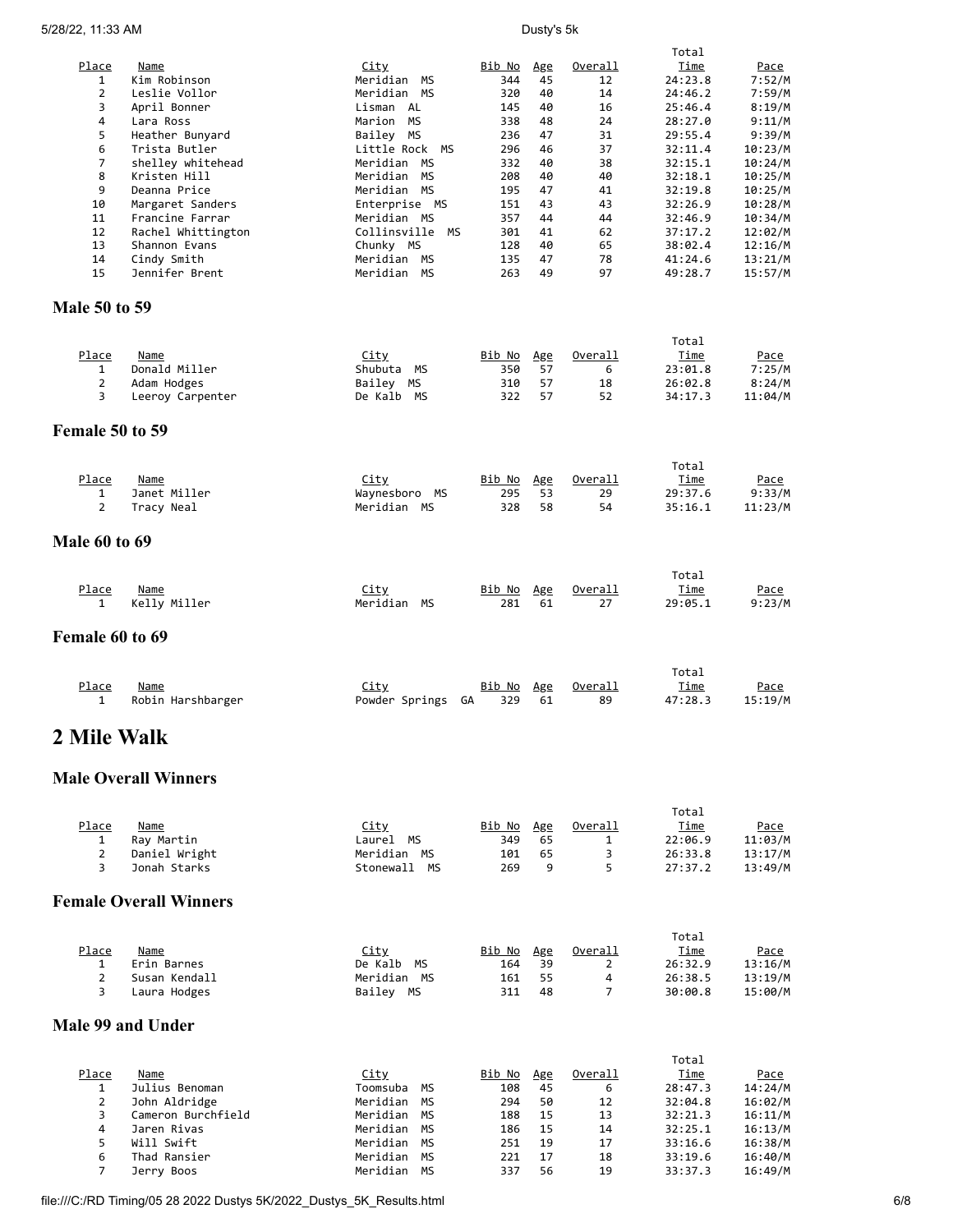| Place | Name | City | Bib No | Age | Overall | Total Time | Pace |
|---|---|---|---|---|---|---|---|
| 1 | Kim Robinson | Meridian MS | 344 | 45 | 12 | 24:23.8 | 7:52/M |
| 2 | Leslie Vollor | Meridian MS | 320 | 40 | 14 | 24:46.2 | 7:59/M |
| 3 | April Bonner | Lisman AL | 145 | 40 | 16 | 25:46.4 | 8:19/M |
| 4 | Lara Ross | Marion MS | 338 | 48 | 24 | 28:27.0 | 9:11/M |
| 5 | Heather Bunyard | Bailey MS | 236 | 47 | 31 | 29:55.4 | 9:39/M |
| 6 | Trista Butler | Little Rock MS | 296 | 46 | 37 | 32:11.4 | 10:23/M |
| 7 | shelley whitehead | Meridian MS | 332 | 40 | 38 | 32:15.1 | 10:24/M |
| 8 | Kristen Hill | Meridian MS | 208 | 40 | 40 | 32:18.1 | 10:25/M |
| 9 | Deanna Price | Meridian MS | 195 | 47 | 41 | 32:19.8 | 10:25/M |
| 10 | Margaret Sanders | Enterprise MS | 151 | 43 | 43 | 32:26.9 | 10:28/M |
| 11 | Francine Farrar | Meridian MS | 357 | 44 | 44 | 32:46.9 | 10:34/M |
| 12 | Rachel Whittington | Collinsville MS | 301 | 41 | 62 | 37:17.2 | 12:02/M |
| 13 | Shannon Evans | Chunky MS | 128 | 40 | 65 | 38:02.4 | 12:16/M |
| 14 | Cindy Smith | Meridian MS | 135 | 47 | 78 | 41:24.6 | 13:21/M |
| 15 | Jennifer Brent | Meridian MS | 263 | 49 | 97 | 49:28.7 | 15:57/M |

### Male 50 to 59

| Place | Name | City | Bib No | Age | Overall | Total Time | Pace |
|---|---|---|---|---|---|---|---|
| 1 | Donald Miller | Shubuta MS | 350 | 57 | 6 | 23:01.8 | 7:25/M |
| 2 | Adam Hodges | Bailey MS | 310 | 57 | 18 | 26:02.8 | 8:24/M |
| 3 | Leeroy Carpenter | De Kalb MS | 322 | 57 | 52 | 34:17.3 | 11:04/M |

### Female 50 to 59

| Place | Name | City | Bib No | Age | Overall | Total Time | Pace |
|---|---|---|---|---|---|---|---|
| 1 | Janet Miller | Waynesboro MS | 295 | 53 | 29 | 29:37.6 | 9:33/M |
| 2 | Tracy Neal | Meridian MS | 328 | 58 | 54 | 35:16.1 | 11:23/M |

### Male 60 to 69

| Place | Name | City | Bib No | Age | Overall | Total Time | Pace |
|---|---|---|---|---|---|---|---|
| 1 | Kelly Miller | Meridian MS | 281 | 61 | 27 | 29:05.1 | 9:23/M |

### Female 60 to 69

| Place | Name | City | Bib No | Age | Overall | Total Time | Pace |
|---|---|---|---|---|---|---|---|
| 1 | Robin Harshbarger | Powder Springs GA | 329 | 61 | 89 | 47:28.3 | 15:19/M |

## 2 Mile Walk

### Male Overall Winners

| Place | Name | City | Bib No | Age | Overall | Total Time | Pace |
|---|---|---|---|---|---|---|---|
| 1 | Ray Martin | Laurel MS | 349 | 65 | 1 | 22:06.9 | 11:03/M |
| 2 | Daniel Wright | Meridian MS | 101 | 65 | 3 | 26:33.8 | 13:17/M |
| 3 | Jonah Starks | Stonewall MS | 269 | 9 | 5 | 27:37.2 | 13:49/M |

### Female Overall Winners

| Place | Name | City | Bib No | Age | Overall | Total Time | Pace |
|---|---|---|---|---|---|---|---|
| 1 | Erin Barnes | De Kalb MS | 164 | 39 | 2 | 26:32.9 | 13:16/M |
| 2 | Susan Kendall | Meridian MS | 161 | 55 | 4 | 26:38.5 | 13:19/M |
| 3 | Laura Hodges | Bailey MS | 311 | 48 | 7 | 30:00.8 | 15:00/M |

### Male 99 and Under

| Place | Name | City | Bib No | Age | Overall | Total Time | Pace |
|---|---|---|---|---|---|---|---|
| 1 | Julius Benoman | Toomsuba MS | 108 | 45 | 6 | 28:47.3 | 14:24/M |
| 2 | John Aldridge | Meridian MS | 294 | 50 | 12 | 32:04.8 | 16:02/M |
| 3 | Cameron Burchfield | Meridian MS | 188 | 15 | 13 | 32:21.3 | 16:11/M |
| 4 | Jaren Rivas | Meridian MS | 186 | 15 | 14 | 32:25.1 | 16:13/M |
| 5 | Will Swift | Meridian MS | 251 | 19 | 17 | 33:16.6 | 16:38/M |
| 6 | Thad Ransier | Meridian MS | 221 | 17 | 18 | 33:19.6 | 16:40/M |
| 7 | Jerry Boos | Meridian MS | 337 | 56 | 19 | 33:37.3 | 16:49/M |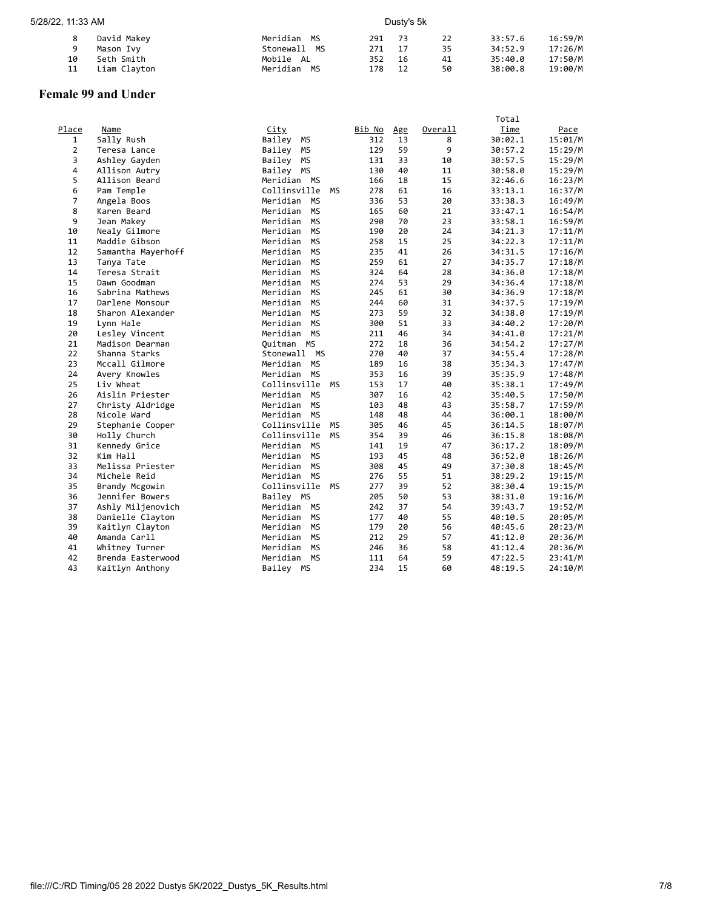| | | | | | | | |
|---|---|---|---|---|---|---|---|
| 8 | David Makey | Meridian MS | 291 | 73 | 22 | 33:57.6 | 16:59/M |
| 9 | Mason Ivy | Stonewall MS | 271 | 17 | 35 | 34:52.9 | 17:26/M |
| 10 | Seth Smith | Mobile AL | 352 | 16 | 41 | 35:40.0 | 17:50/M |
| 11 | Liam Clayton | Meridian MS | 178 | 12 | 50 | 38:00.8 | 19:00/M |

## Female 99 and Under

| Place | Name | City | Bib No | Age | Overall | Total Time | Pace |
|---|---|---|---|---|---|---|---|
| 1 | Sally Rush | Bailey MS | 312 | 13 | 8 | 30:02.1 | 15:01/M |
| 2 | Teresa Lance | Bailey MS | 129 | 59 | 9 | 30:57.2 | 15:29/M |
| 3 | Ashley Gayden | Bailey MS | 131 | 33 | 10 | 30:57.5 | 15:29/M |
| 4 | Allison Autry | Bailey MS | 130 | 40 | 11 | 30:58.0 | 15:29/M |
| 5 | Allison Beard | Meridian MS | 166 | 18 | 15 | 32:46.6 | 16:23/M |
| 6 | Pam Temple | Collinsville MS | 278 | 61 | 16 | 33:13.1 | 16:37/M |
| 7 | Angela Boos | Meridian MS | 336 | 53 | 20 | 33:38.3 | 16:49/M |
| 8 | Karen Beard | Meridian MS | 165 | 60 | 21 | 33:47.1 | 16:54/M |
| 9 | Jean Makey | Meridian MS | 290 | 70 | 23 | 33:58.1 | 16:59/M |
| 10 | Nealy Gilmore | Meridian MS | 190 | 20 | 24 | 34:21.3 | 17:11/M |
| 11 | Maddie Gibson | Meridian MS | 258 | 15 | 25 | 34:22.3 | 17:11/M |
| 12 | Samantha Mayerhoff | Meridian MS | 235 | 41 | 26 | 34:31.5 | 17:16/M |
| 13 | Tanya Tate | Meridian MS | 259 | 61 | 27 | 34:35.7 | 17:18/M |
| 14 | Teresa Strait | Meridian MS | 324 | 64 | 28 | 34:36.0 | 17:18/M |
| 15 | Dawn Goodman | Meridian MS | 274 | 53 | 29 | 34:36.4 | 17:18/M |
| 16 | Sabrina Mathews | Meridian MS | 245 | 61 | 30 | 34:36.9 | 17:18/M |
| 17 | Darlene Monsour | Meridian MS | 244 | 60 | 31 | 34:37.5 | 17:19/M |
| 18 | Sharon Alexander | Meridian MS | 273 | 59 | 32 | 34:38.0 | 17:19/M |
| 19 | Lynn Hale | Meridian MS | 300 | 51 | 33 | 34:40.2 | 17:20/M |
| 20 | Lesley Vincent | Meridian MS | 211 | 46 | 34 | 34:41.0 | 17:21/M |
| 21 | Madison Dearman | Quitman MS | 272 | 18 | 36 | 34:54.2 | 17:27/M |
| 22 | Shanna Starks | Stonewall MS | 270 | 40 | 37 | 34:55.4 | 17:28/M |
| 23 | Mccall Gilmore | Meridian MS | 189 | 16 | 38 | 35:34.3 | 17:47/M |
| 24 | Avery Knowles | Meridian MS | 353 | 16 | 39 | 35:35.9 | 17:48/M |
| 25 | Liv Wheat | Collinsville MS | 153 | 17 | 40 | 35:38.1 | 17:49/M |
| 26 | Aislin Priester | Meridian MS | 307 | 16 | 42 | 35:40.5 | 17:50/M |
| 27 | Christy Aldridge | Meridian MS | 103 | 48 | 43 | 35:58.7 | 17:59/M |
| 28 | Nicole Ward | Meridian MS | 148 | 48 | 44 | 36:00.1 | 18:00/M |
| 29 | Stephanie Cooper | Collinsville MS | 305 | 46 | 45 | 36:14.5 | 18:07/M |
| 30 | Holly Church | Collinsville MS | 354 | 39 | 46 | 36:15.8 | 18:08/M |
| 31 | Kennedy Grice | Meridian MS | 141 | 19 | 47 | 36:17.2 | 18:09/M |
| 32 | Kim Hall | Meridian MS | 193 | 45 | 48 | 36:52.0 | 18:26/M |
| 33 | Melissa Priester | Meridian MS | 308 | 45 | 49 | 37:30.8 | 18:45/M |
| 34 | Michele Reid | Meridian MS | 276 | 55 | 51 | 38:29.2 | 19:15/M |
| 35 | Brandy Mcgowin | Collinsville MS | 277 | 39 | 52 | 38:30.4 | 19:15/M |
| 36 | Jennifer Bowers | Bailey MS | 205 | 50 | 53 | 38:31.0 | 19:16/M |
| 37 | Ashly Miljenovich | Meridian MS | 242 | 37 | 54 | 39:43.7 | 19:52/M |
| 38 | Danielle Clayton | Meridian MS | 177 | 40 | 55 | 40:10.5 | 20:05/M |
| 39 | Kaitlyn Clayton | Meridian MS | 179 | 20 | 56 | 40:45.6 | 20:23/M |
| 40 | Amanda Carll | Meridian MS | 212 | 29 | 57 | 41:12.0 | 20:36/M |
| 41 | Whitney Turner | Meridian MS | 246 | 36 | 58 | 41:12.4 | 20:36/M |
| 42 | Brenda Easterwood | Meridian MS | 111 | 64 | 59 | 47:22.5 | 23:41/M |
| 43 | Kaitlyn Anthony | Bailey MS | 234 | 15 | 60 | 48:19.5 | 24:10/M |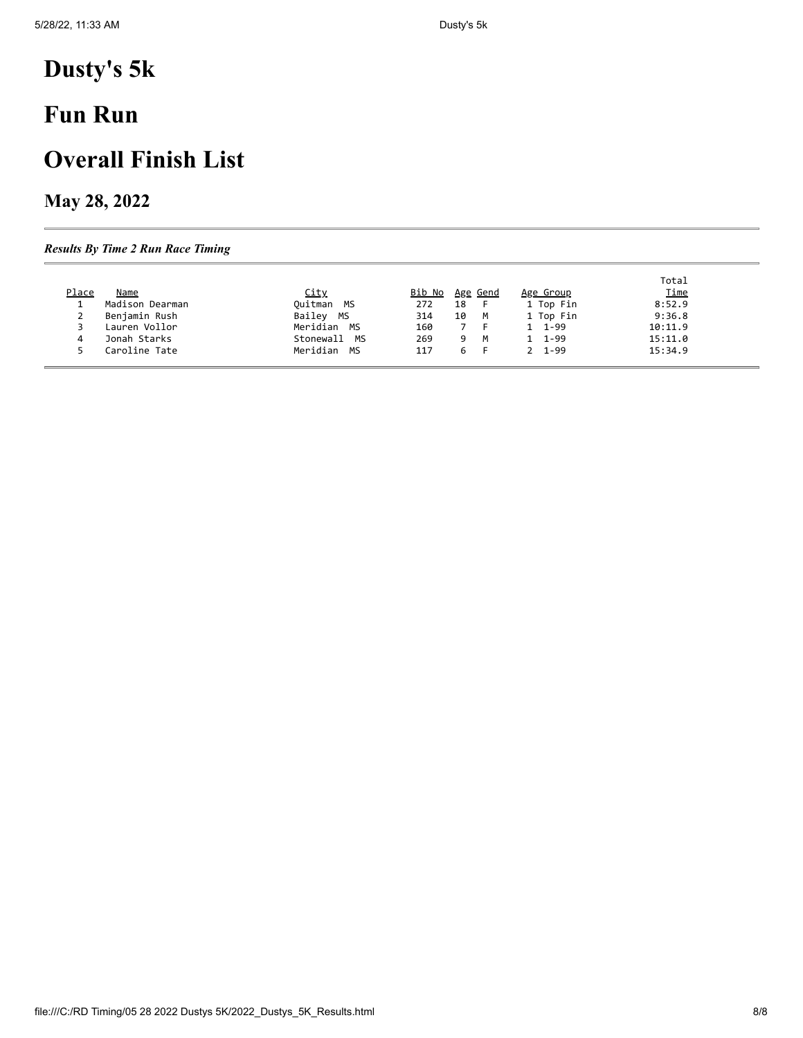# Dusty's 5k

# Fun Run

# Overall Finish List

## May 28, 2022

***Results By Time 2 Run Race Timing***

| Place | Name | City | Bib No | Age | Gend | Age Group | Total Time |
|---|---|---|---|---|---|---|---|
| 1 | Madison Dearman | Quitman MS | 272 | 18 | F | 1 Top Fin | 8:52.9 |
| 2 | Benjamin Rush | Bailey MS | 314 | 10 | M | 1 Top Fin | 9:36.8 |
| 3 | Lauren Vollor | Meridian MS | 160 | 7 | F | 1 1-99 | 10:11.9 |
| 4 | Jonah Starks | Stonewall MS | 269 | 9 | M | 1 1-99 | 15:11.0 |
| 5 | Caroline Tate | Meridian MS | 117 | 6 | F | 2 1-99 | 15:34.9 |